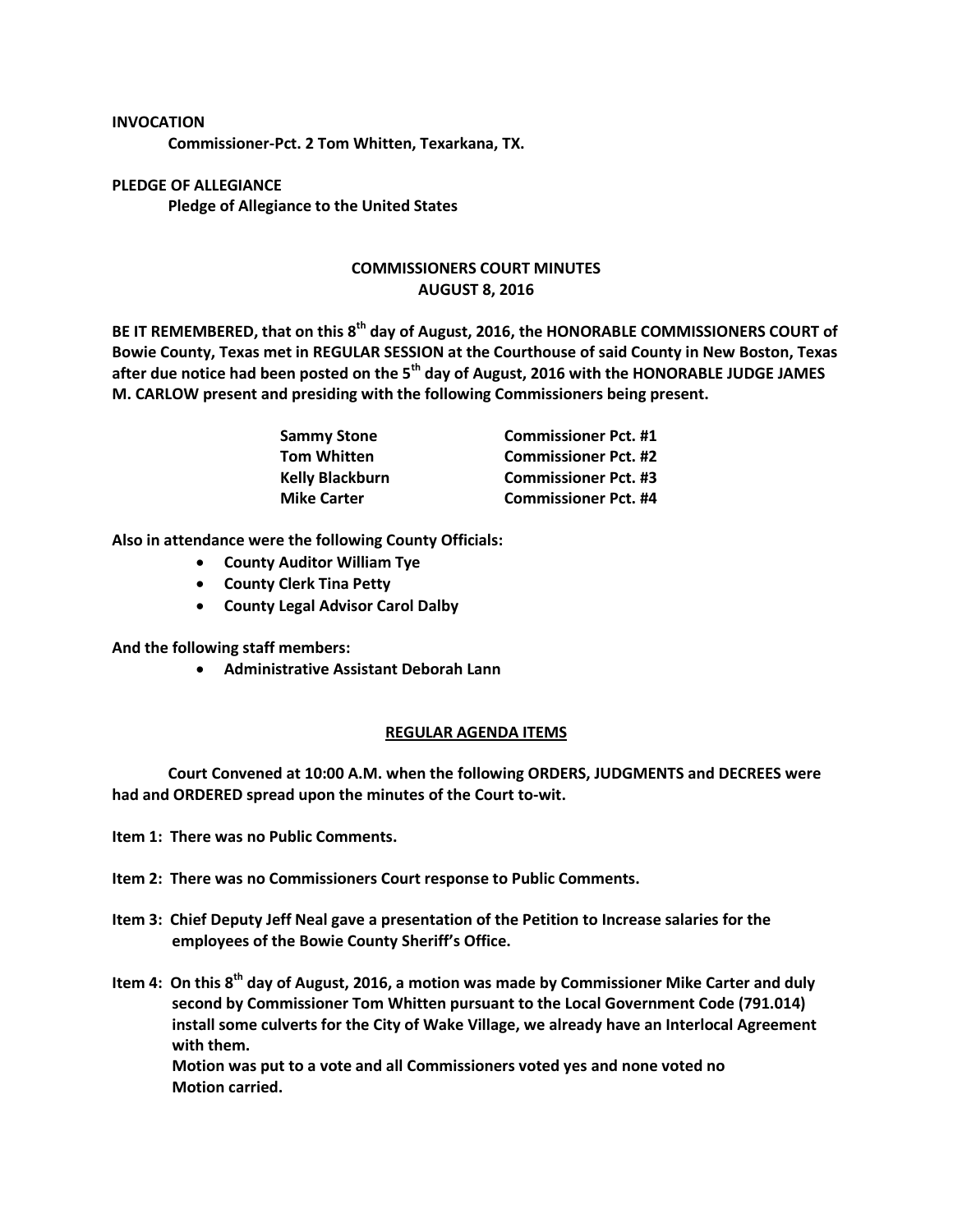**INVOCATION**

**Commissioner-Pct. 2 Tom Whitten, Texarkana, TX.**

**PLEDGE OF ALLEGIANCE**

**Pledge of Allegiance to the United States**

**COMMISSIONERS COURT MINUTES**
**AUGUST 8, 2016**

**BE IT REMEMBERED, that on this 8th day of August, 2016, the HONORABLE COMMISSIONERS COURT of Bowie County, Texas met in REGULAR SESSION at the Courthouse of said County in New Boston, Texas after due notice had been posted on the 5th day of August, 2016 with the HONORABLE JUDGE JAMES M. CARLOW present and presiding with the following Commissioners being present.**

| | |
|---|---|
| **Sammy Stone** | **Commissioner Pct. #1** |
| **Tom Whitten** | **Commissioner Pct. #2** |
| **Kelly Blackburn** | **Commissioner Pct. #3** |
| **Mike Carter** | **Commissioner Pct. #4** |

**Also in attendance were the following County Officials:**

- **County Auditor William Tye**
- **County Clerk Tina Petty**
- **County Legal Advisor Carol Dalby**

**And the following staff members:**

- **Administrative Assistant Deborah Lann**

**REGULAR AGENDA ITEMS**

**Court Convened at 10:00 A.M. when the following ORDERS, JUDGMENTS and DECREES were had and ORDERED spread upon the minutes of the Court to-wit.**

**Item 1: There was no Public Comments.**

**Item 2: There was no Commissioners Court response to Public Comments.**

**Item 3: Chief Deputy Jeff Neal gave a presentation of the Petition to Increase salaries for the employees of the Bowie County Sheriff's Office.**

**Item 4: On this 8th day of August, 2016, a motion was made by Commissioner Mike Carter and duly second by Commissioner Tom Whitten pursuant to the Local Government Code (791.014) install some culverts for the City of Wake Village, we already have an Interlocal Agreement with them.**
**Motion was put to a vote and all Commissioners voted yes and none voted no**
**Motion carried.**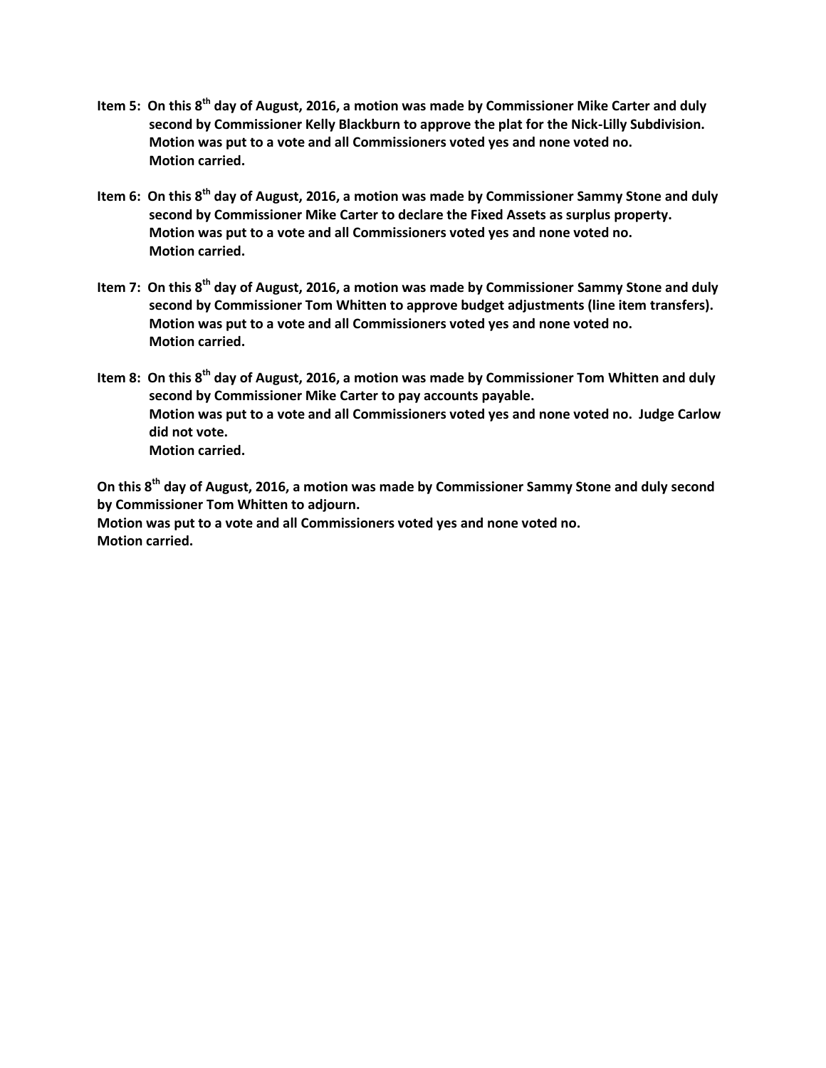**Item 5: On this 8th day of August, 2016, a motion was made by Commissioner Mike Carter and duly second by Commissioner Kelly Blackburn to approve the plat for the Nick-Lilly Subdivision. Motion was put to a vote and all Commissioners voted yes and none voted no. Motion carried.**

**Item 6: On this 8th day of August, 2016, a motion was made by Commissioner Sammy Stone and duly second by Commissioner Mike Carter to declare the Fixed Assets as surplus property. Motion was put to a vote and all Commissioners voted yes and none voted no. Motion carried.**

**Item 7: On this 8th day of August, 2016, a motion was made by Commissioner Sammy Stone and duly second by Commissioner Tom Whitten to approve budget adjustments (line item transfers). Motion was put to a vote and all Commissioners voted yes and none voted no. Motion carried.**

**Item 8: On this 8th day of August, 2016, a motion was made by Commissioner Tom Whitten and duly second by Commissioner Mike Carter to pay accounts payable. Motion was put to a vote and all Commissioners voted yes and none voted no. Judge Carlow did not vote. Motion carried.**

**On this 8th day of August, 2016, a motion was made by Commissioner Sammy Stone and duly second by Commissioner Tom Whitten to adjourn.**
**Motion was put to a vote and all Commissioners voted yes and none voted no.**
**Motion carried.**